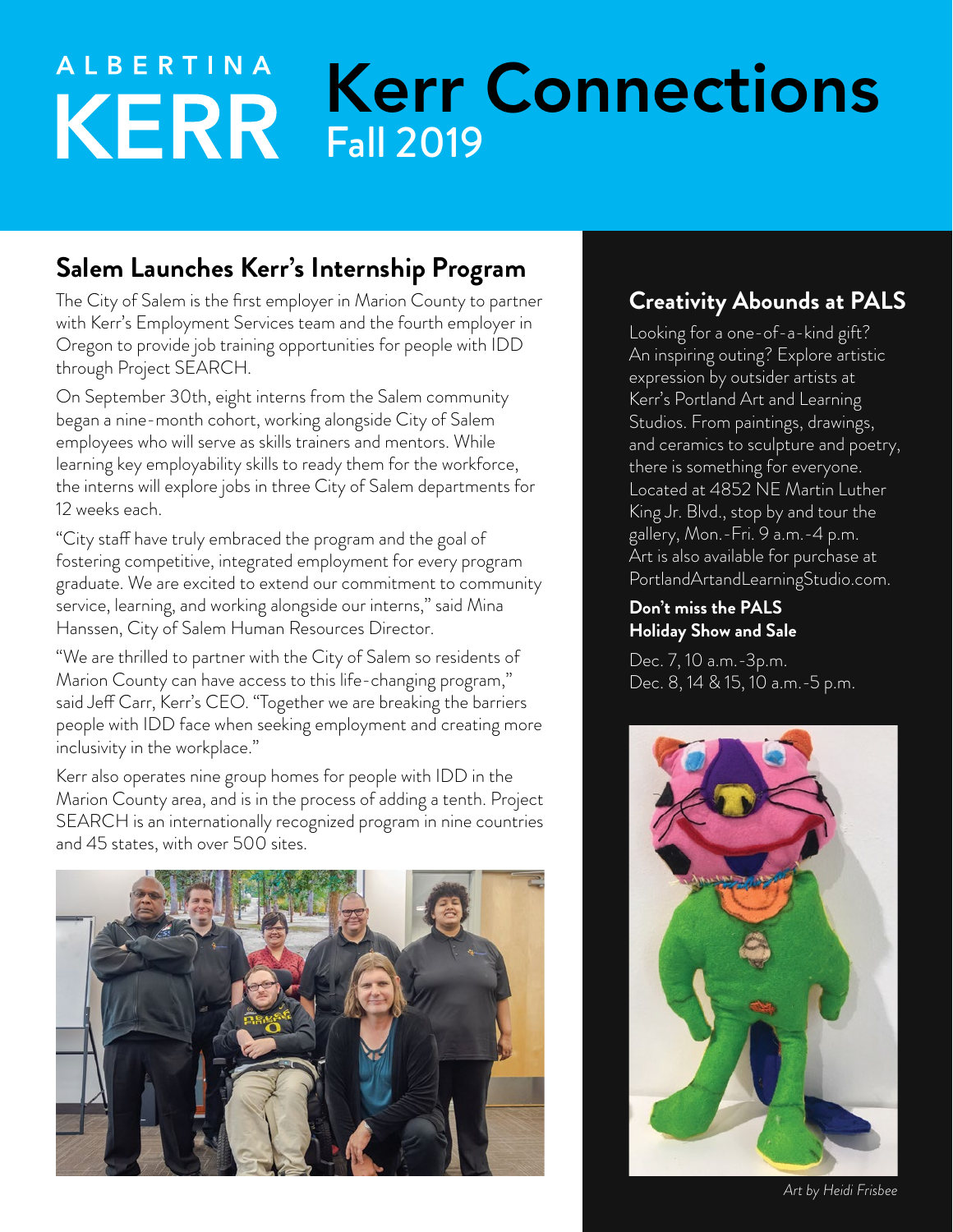# ALBERTINA KERR

# Kerr Connections

## Fall 2019

## Salem Launches Kerr's Internship Program

The City of Salem is the first employer in Marion County to partner with Kerr's Employment Services team and the fourth employer in Oregon to provide job training opportunities for people with IDD through Project SEARCH.

On September 30th, eight interns from the Salem community began a nine-month cohort, working alongside City of Salem employees who will serve as skills trainers and mentors. While learning key employability skills to ready them for the workforce, the interns will explore jobs in three City of Salem departments for 12 weeks each.

"City staff have truly embraced the program and the goal of fostering competitive, integrated employment for every program graduate. We are excited to extend our commitment to community service, learning, and working alongside our interns," said Mina Hanssen, City of Salem Human Resources Director.

"We are thrilled to partner with the City of Salem so residents of Marion County can have access to this life-changing program," said Jeff Carr, Kerr's CEO. "Together we are breaking the barriers people with IDD face when seeking employment and creating more inclusivity in the workplace."

Kerr also operates nine group homes for people with IDD in the Marion County area, and is in the process of adding a tenth. Project SEARCH is an internationally recognized program in nine countries and 45 states, with over 500 sites.

## Creativity Abounds at PALS

Looking for a one-of-a-kind gift? An inspiring outing? Explore artistic expression by outsider artists at Kerr's Portland Art and Learning Studios. From paintings, drawings, and ceramics to sculpture and poetry, there is something for everyone. Located at 4852 NE Martin Luther King Jr. Blvd., stop by and tour the gallery, Mon.-Fri. 9 a.m.-4 p.m. Art is also available for purchase at PortlandArtandLearningStudio.com.

**Don't miss the PALS Holiday Show and Sale**

Dec. 7, 10 a.m.-3p.m.
Dec. 8, 14 & 15, 10 a.m.-5 p.m.

*Art by Heidi Frisbee*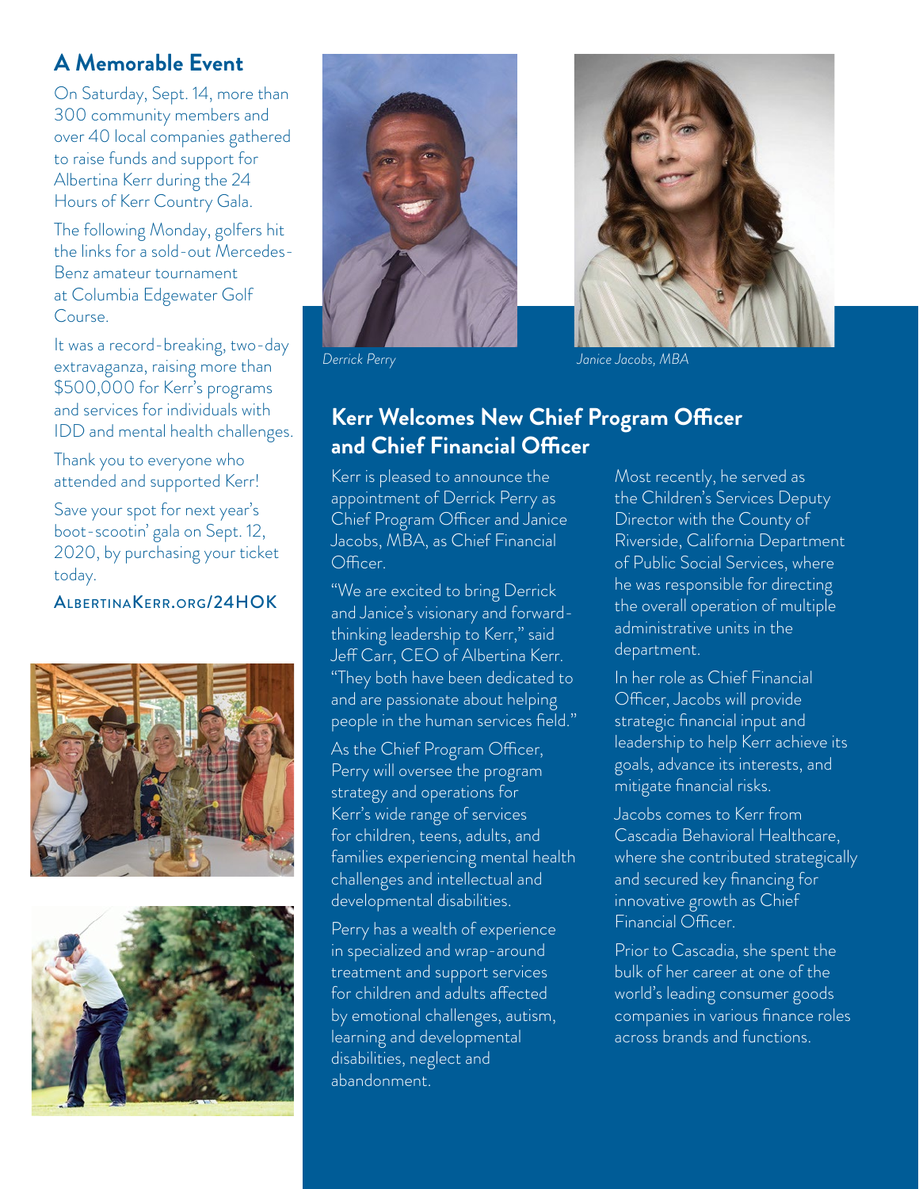## A Memorable Event

On Saturday, Sept. 14, more than 300 community members and over 40 local companies gathered to raise funds and support for Albertina Kerr during the 24 Hours of Kerr Country Gala.

The following Monday, golfers hit the links for a sold-out Mercedes-Benz amateur tournament at Columbia Edgewater Golf Course.

It was a record-breaking, two-day extravaganza, raising more than $500,000 for Kerr's programs and services for individuals with IDD and mental health challenges.

Thank you to everyone who attended and supported Kerr!

Save your spot for next year's boot-scootin' gala on Sept. 12, 2020, by purchasing your ticket today.

**ALBERTINAKERR.ORG/24HOK**

*Derrick Perry*

*Janice Jacobs, MBA*

## Kerr Welcomes New Chief Program Officer and Chief Financial Officer

Kerr is pleased to announce the appointment of Derrick Perry as Chief Program Officer and Janice Jacobs, MBA, as Chief Financial Officer.

"We are excited to bring Derrick and Janice's visionary and forward-thinking leadership to Kerr," said Jeff Carr, CEO of Albertina Kerr. "They both have been dedicated to and are passionate about helping people in the human services field."

As the Chief Program Officer, Perry will oversee the program strategy and operations for Kerr's wide range of services for children, teens, adults, and families experiencing mental health challenges and intellectual and developmental disabilities.

Perry has a wealth of experience in specialized and wrap-around treatment and support services for children and adults affected by emotional challenges, autism, learning and developmental disabilities, neglect and abandonment.

Most recently, he served as the Children's Services Deputy Director with the County of Riverside, California Department of Public Social Services, where he was responsible for directing the overall operation of multiple administrative units in the department.

In her role as Chief Financial Officer, Jacobs will provide strategic financial input and leadership to help Kerr achieve its goals, advance its interests, and mitigate financial risks.

Jacobs comes to Kerr from Cascadia Behavioral Healthcare, where she contributed strategically and secured key financing for innovative growth as Chief Financial Officer.

Prior to Cascadia, she spent the bulk of her career at one of the world's leading consumer goods companies in various finance roles across brands and functions.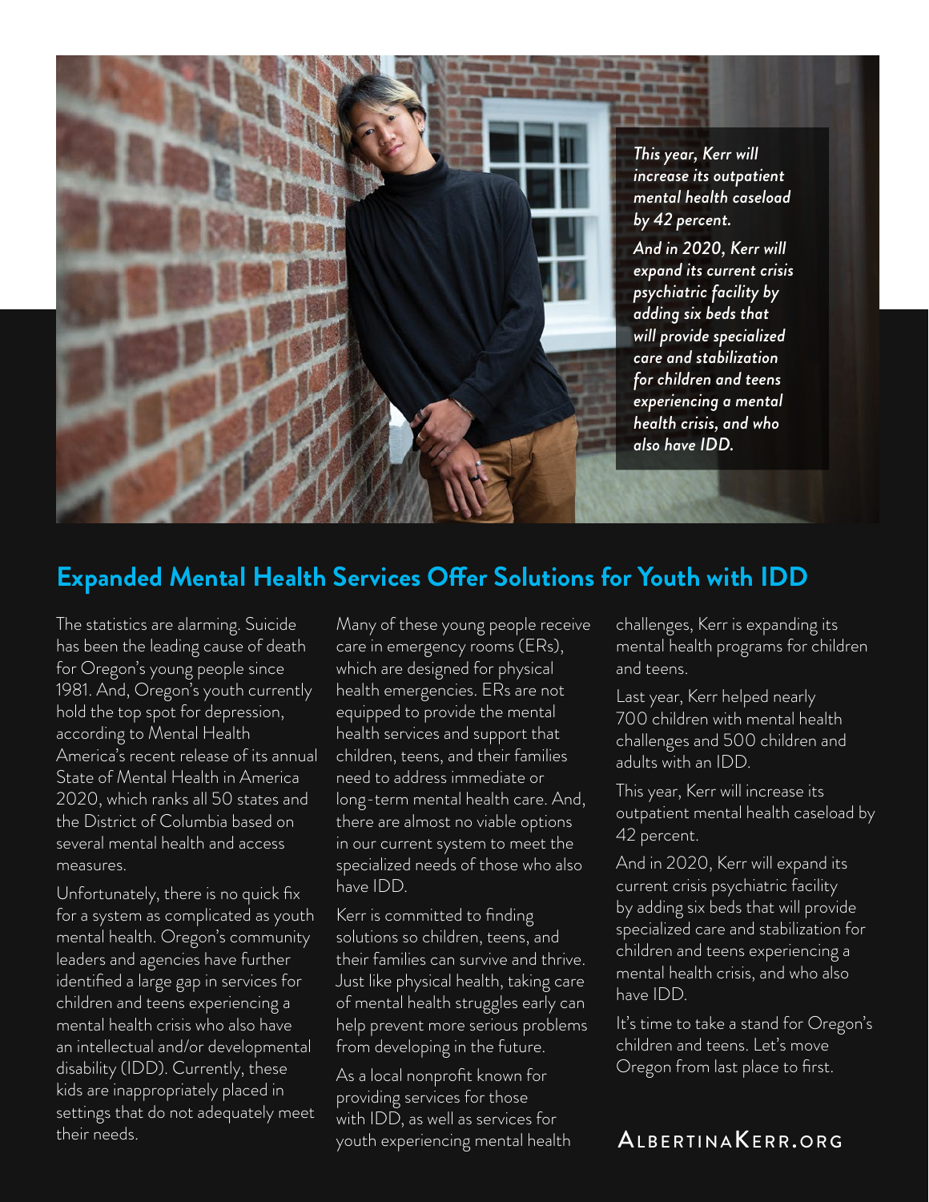*This year, Kerr will increase its outpatient mental health caseload by 42 percent.*

*And in 2020, Kerr will expand its current crisis psychiatric facility by adding six beds that will provide specialized care and stabilization for children and teens experiencing a mental health crisis, and who also have IDD.*

## Expanded Mental Health Services Offer Solutions for Youth with IDD

The statistics are alarming. Suicide has been the leading cause of death for Oregon's young people since 1981. And, Oregon's youth currently hold the top spot for depression, according to Mental Health America's recent release of its annual State of Mental Health in America 2020, which ranks all 50 states and the District of Columbia based on several mental health and access measures.

Unfortunately, there is no quick fix for a system as complicated as youth mental health. Oregon's community leaders and agencies have further identified a large gap in services for children and teens experiencing a mental health crisis who also have an intellectual and/or developmental disability (IDD). Currently, these kids are inappropriately placed in settings that do not adequately meet their needs.

Many of these young people receive care in emergency rooms (ERs), which are designed for physical health emergencies. ERs are not equipped to provide the mental health services and support that children, teens, and their families need to address immediate or long-term mental health care. And, there are almost no viable options in our current system to meet the specialized needs of those who also have IDD.

Kerr is committed to finding solutions so children, teens, and their families can survive and thrive. Just like physical health, taking care of mental health struggles early can help prevent more serious problems from developing in the future.

As a local nonprofit known for providing services for those with IDD, as well as services for youth experiencing mental health challenges, Kerr is expanding its mental health programs for children and teens.

Last year, Kerr helped nearly 700 children with mental health challenges and 500 children and adults with an IDD.

This year, Kerr will increase its outpatient mental health caseload by 42 percent.

And in 2020, Kerr will expand its current crisis psychiatric facility by adding six beds that will provide specialized care and stabilization for children and teens experiencing a mental health crisis, and who also have IDD.

It's time to take a stand for Oregon's children and teens. Let's move Oregon from last place to first.

ALBERTINAKERR.ORG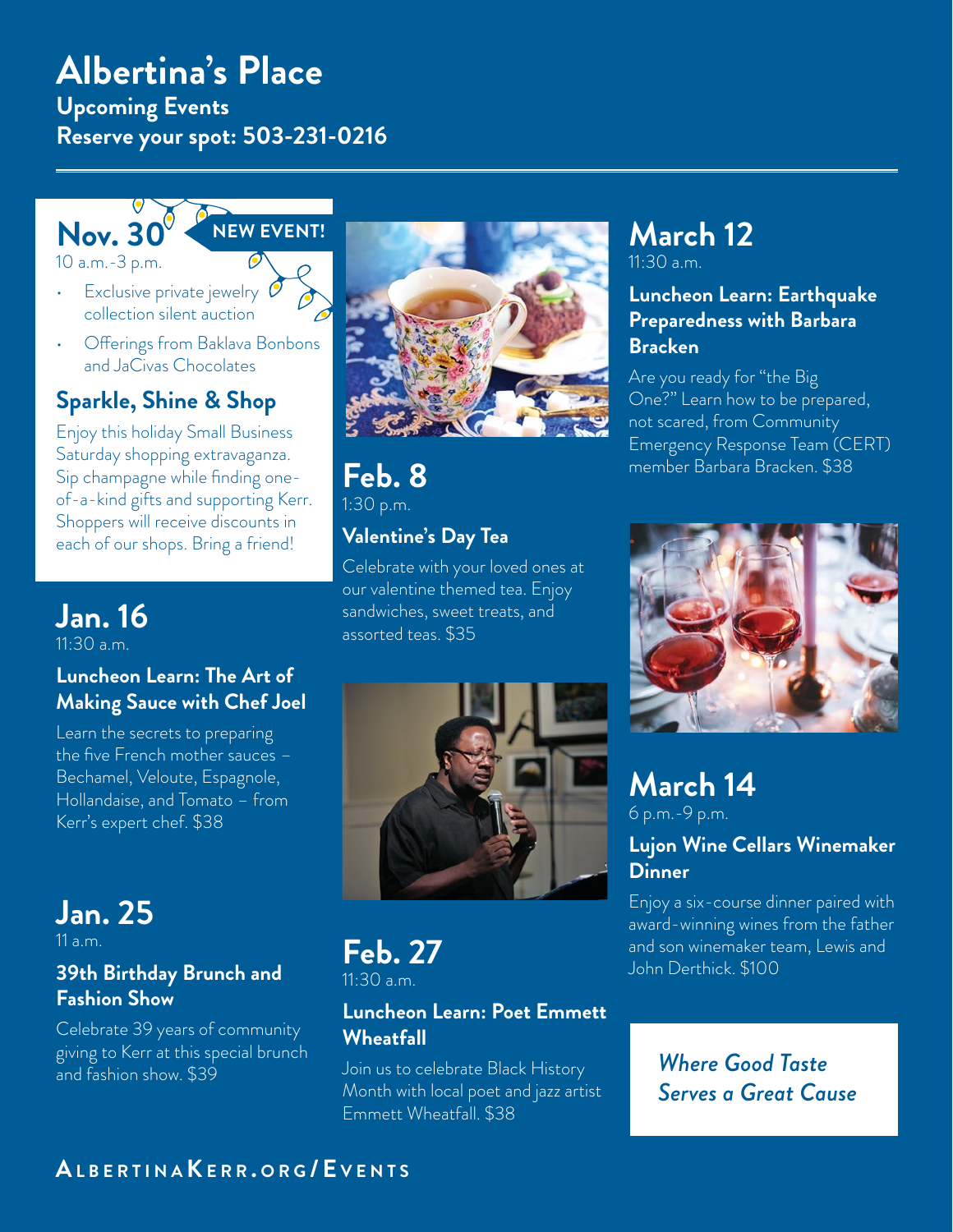# Albertina's Place

**Upcoming Events**
**Reserve your spot: 503-231-0216**

## Nov. 30

**NEW EVENT!**

10 a.m.-3 p.m.

- Exclusive private jewelry collection silent auction
- Offerings from Baklava Bonbons and JaCivas Chocolates

### Sparkle, Shine & Shop

Enjoy this holiday Small Business Saturday shopping extravaganza. Sip champagne while finding one-of-a-kind gifts and supporting Kerr. Shoppers will receive discounts in each of our shops. Bring a friend!

## Jan. 16

11:30 a.m.

### Luncheon Learn: The Art of Making Sauce with Chef Joel

Learn the secrets to preparing the five French mother sauces – Bechamel, Veloute, Espagnole, Hollandaise, and Tomato – from Kerr's expert chef. $38

## Jan. 25

11 a.m.

### 39th Birthday Brunch and Fashion Show

Celebrate 39 years of community giving to Kerr at this special brunch and fashion show. $39

## Feb. 8

1:30 p.m.

### Valentine's Day Tea

Celebrate with your loved ones at our valentine themed tea. Enjoy sandwiches, sweet treats, and assorted teas. $35

## Feb. 27

11:30 a.m.

### Luncheon Learn: Poet Emmett Wheatfall

Join us to celebrate Black History Month with local poet and jazz artist Emmett Wheatfall. $38

## March 12

11:30 a.m.

### Luncheon Learn: Earthquake Preparedness with Barbara Bracken

Are you ready for "the Big One?" Learn how to be prepared, not scared, from Community Emergency Response Team (CERT) member Barbara Bracken. $38

## March 14

6 p.m.-9 p.m.

### Lujon Wine Cellars Winemaker Dinner

Enjoy a six-course dinner paired with award-winning wines from the father and son winemaker team, Lewis and John Derthick. $100

*Where Good Taste Serves a Great Cause*

ALBERTINAKERR.ORG/EVENTS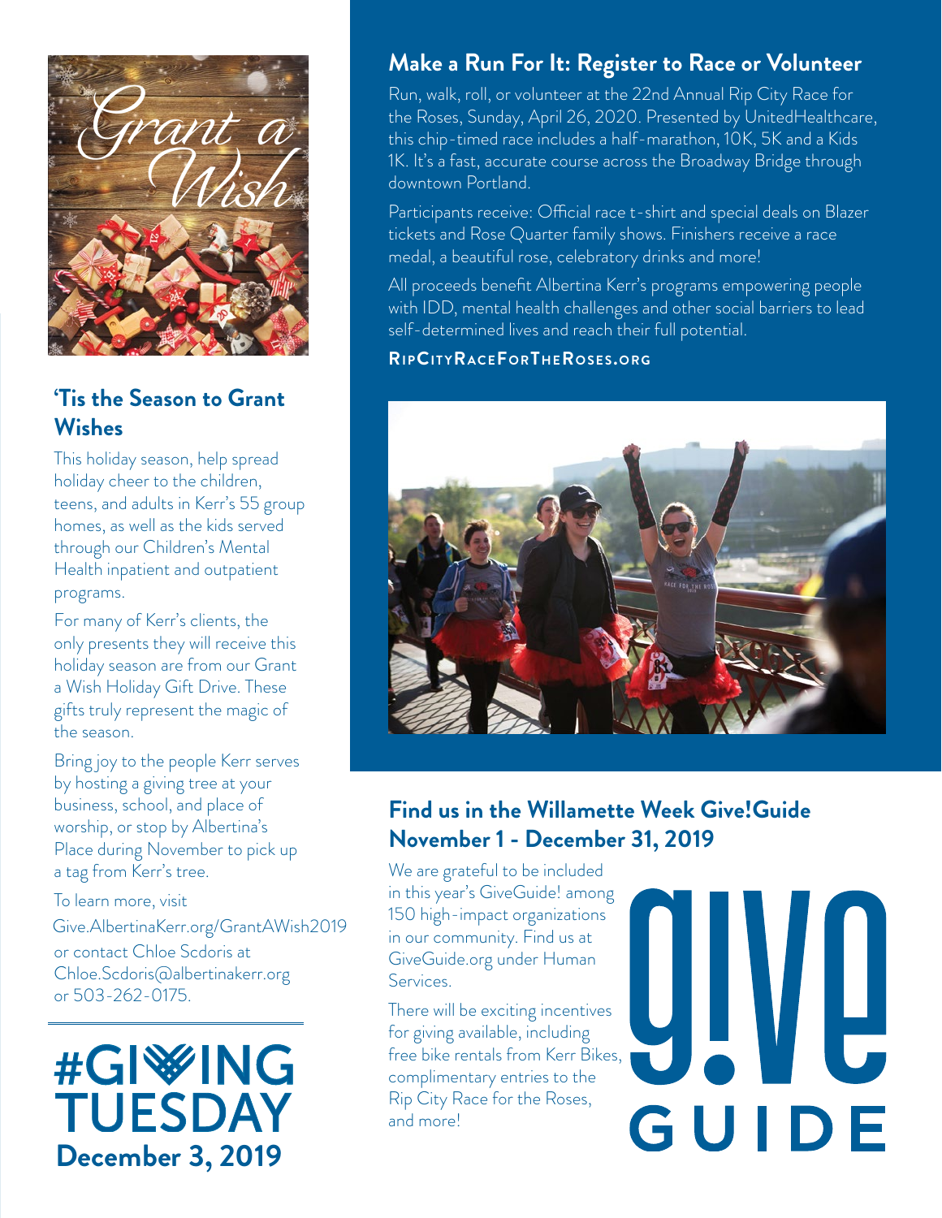## 'Tis the Season to Grant Wishes

This holiday season, help spread holiday cheer to the children, teens, and adults in Kerr's 55 group homes, as well as the kids served through our Children's Mental Health inpatient and outpatient programs.

For many of Kerr's clients, the only presents they will receive this holiday season are from our Grant a Wish Holiday Gift Drive. These gifts truly represent the magic of the season.

Bring joy to the people Kerr serves by hosting a giving tree at your business, school, and place of worship, or stop by Albertina's Place during November to pick up a tag from Kerr's tree.

To learn more, visit Give.AlbertinaKerr.org/GrantAWish2019 or contact Chloe Scdoris at Chloe.Scdoris@albertinakerr.org or 503-262-0175.

**#GIVING TUESDAY**

**December 3, 2019**

## Make a Run For It: Register to Race or Volunteer

Run, walk, roll, or volunteer at the 22nd Annual Rip City Race for the Roses, Sunday, April 26, 2020. Presented by UnitedHealthcare, this chip-timed race includes a half-marathon, 10K, 5K and a Kids 1K. It's a fast, accurate course across the Broadway Bridge through downtown Portland.

Participants receive: Official race t-shirt and special deals on Blazer tickets and Rose Quarter family shows. Finishers receive a race medal, a beautiful rose, celebratory drinks and more!

All proceeds benefit Albertina Kerr's programs empowering people with IDD, mental health challenges and other social barriers to lead self-determined lives and reach their full potential.

**RIPCITYRACEFORTHEROSES.ORG**

## Find us in the Willamette Week Give!Guide November 1 - December 31, 2019

We are grateful to be included in this year's GiveGuide! among 150 high-impact organizations in our community. Find us at GiveGuide.org under Human Services.

There will be exciting incentives for giving available, including free bike rentals from Kerr Bikes, complimentary entries to the Rip City Race for the Roses, and more!

give GUIDE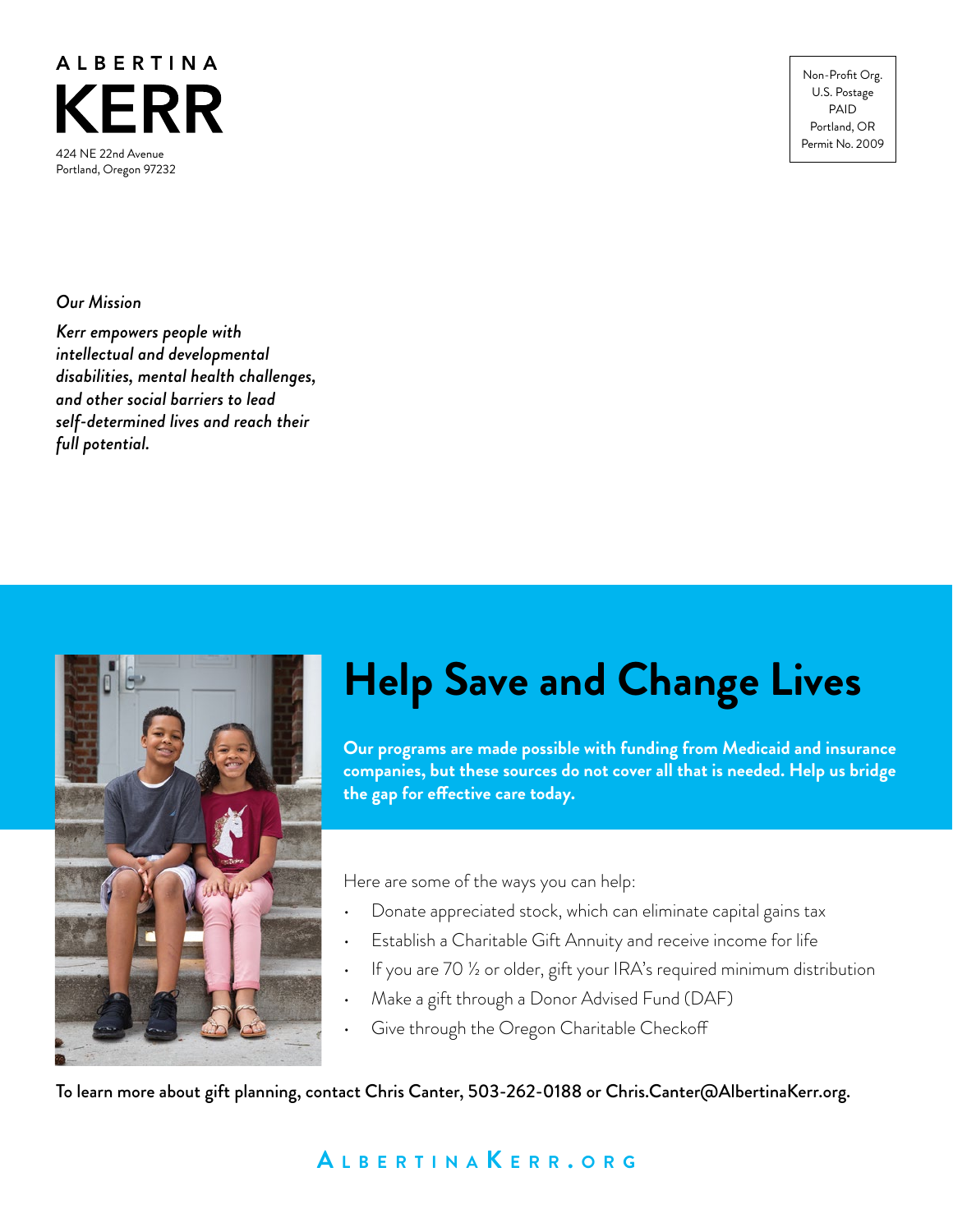ALBERTINA
**KERR**

424 NE 22nd Avenue
Portland, Oregon 97232

Non-Profit Org.
U.S. Postage
PAID
Portland, OR
Permit No. 2009

*Our Mission*

***Kerr empowers people with intellectual and developmental disabilities, mental health challenges, and other social barriers to lead self-determined lives and reach their full potential.***

# Help Save and Change Lives

**Our programs are made possible with funding from Medicaid and insurance companies, but these sources do not cover all that is needed. Help us bridge the gap for effective care today.**

Here are some of the ways you can help:

- Donate appreciated stock, which can eliminate capital gains tax
- Establish a Charitable Gift Annuity and receive income for life
- If you are 70 ½ or older, gift your IRA's required minimum distribution
- Make a gift through a Donor Advised Fund (DAF)
- Give through the Oregon Charitable Checkoff

To learn more about gift planning, contact Chris Canter, 503-262-0188 or Chris.Canter@AlbertinaKerr.org.

ALBERTINAKERR.ORG